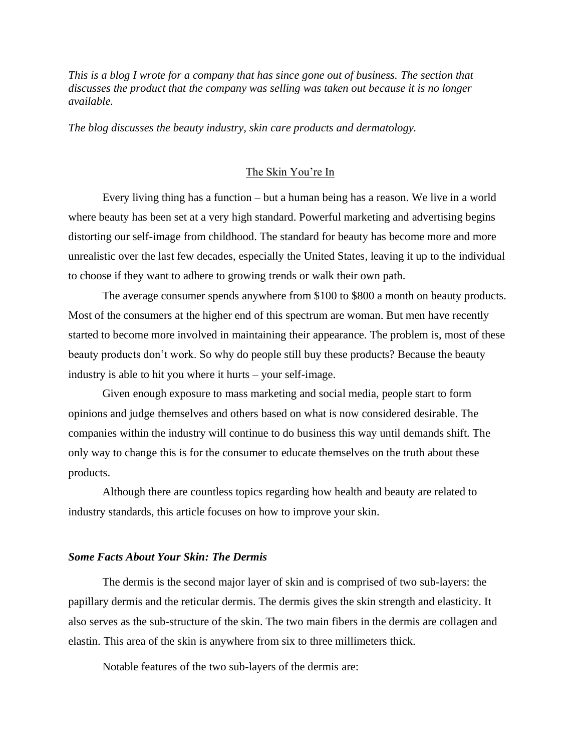*This is a blog I wrote for a company that has since gone out of business. The section that discusses the product that the company was selling was taken out because it is no longer available.*

*The blog discusses the beauty industry, skin care products and dermatology.*

# The Skin You're In

Every living thing has a function – but a human being has a reason. We live in a world where beauty has been set at a very high standard. Powerful marketing and advertising begins distorting our self-image from childhood. The standard for beauty has become more and more unrealistic over the last few decades, especially the United States, leaving it up to the individual to choose if they want to adhere to growing trends or walk their own path.

The average consumer spends anywhere from $100 to $800 a month on beauty products. Most of the consumers at the higher end of this spectrum are woman. But men have recently started to become more involved in maintaining their appearance. The problem is, most of these beauty products don't work. So why do people still buy these products? Because the beauty industry is able to hit you where it hurts – your self-image.

Given enough exposure to mass marketing and social media, people start to form opinions and judge themselves and others based on what is now considered desirable. The companies within the industry will continue to do business this way until demands shift. The only way to change this is for the consumer to educate themselves on the truth about these products.

Although there are countless topics regarding how health and beauty are related to industry standards, this article focuses on how to improve your skin.

### *Some Facts About Your Skin: The Dermis*

The dermis is the second major layer of skin and is comprised of two sub-layers: the papillary dermis and the reticular dermis. The dermis gives the skin strength and elasticity. It also serves as the sub-structure of the skin. The two main fibers in the dermis are collagen and elastin. This area of the skin is anywhere from six to three millimeters thick.

Notable features of the two sub-layers of the dermis are: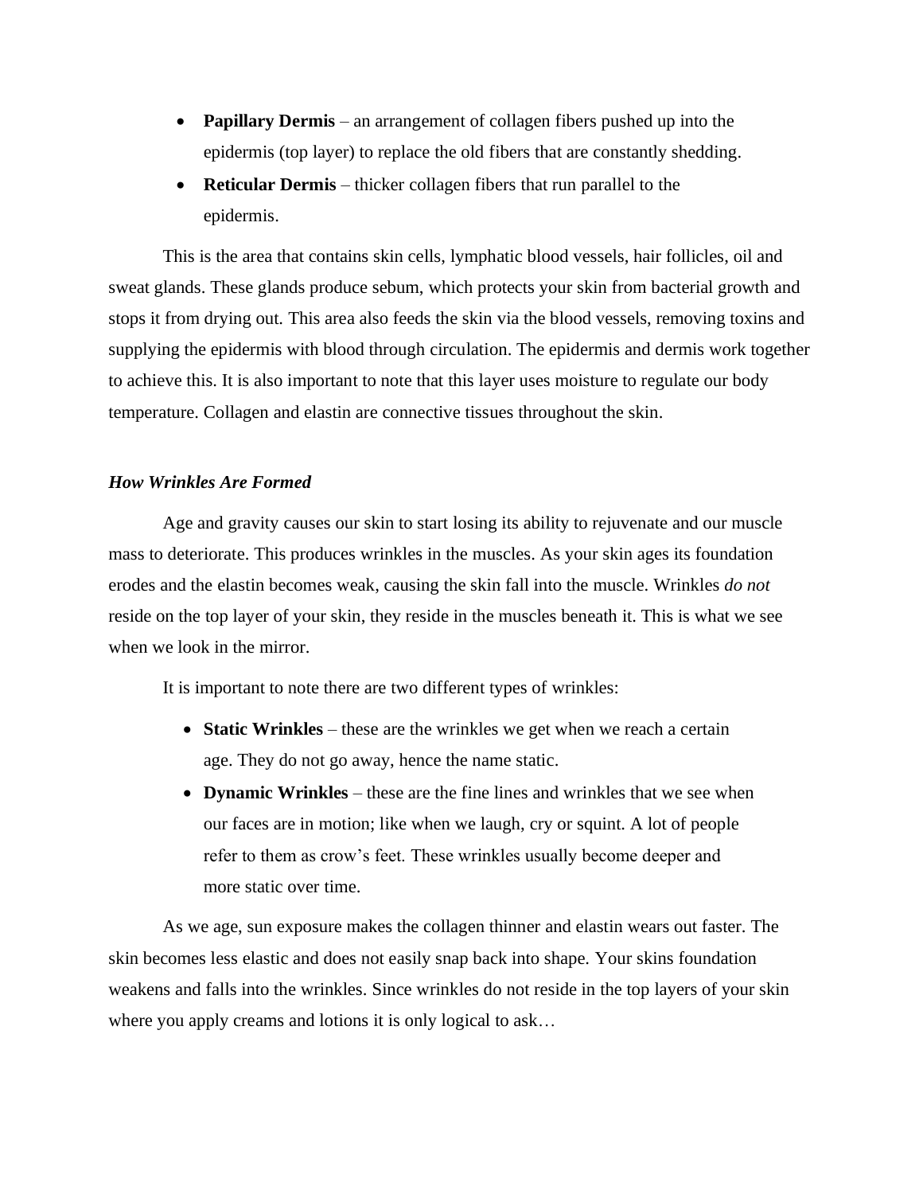- **Papillary Dermis** – an arrangement of collagen fibers pushed up into the epidermis (top layer) to replace the old fibers that are constantly shedding.
- **Reticular Dermis** – thicker collagen fibers that run parallel to the epidermis.

This is the area that contains skin cells, lymphatic blood vessels, hair follicles, oil and sweat glands. These glands produce sebum, which protects your skin from bacterial growth and stops it from drying out. This area also feeds the skin via the blood vessels, removing toxins and supplying the epidermis with blood through circulation. The epidermis and dermis work together to achieve this. It is also important to note that this layer uses moisture to regulate our body temperature. Collagen and elastin are connective tissues throughout the skin.

### *How Wrinkles Are Formed*

Age and gravity causes our skin to start losing its ability to rejuvenate and our muscle mass to deteriorate. This produces wrinkles in the muscles. As your skin ages its foundation erodes and the elastin becomes weak, causing the skin fall into the muscle. Wrinkles *do not* reside on the top layer of your skin, they reside in the muscles beneath it. This is what we see when we look in the mirror.

It is important to note there are two different types of wrinkles:

- **Static Wrinkles** – these are the wrinkles we get when we reach a certain age. They do not go away, hence the name static.
- **Dynamic Wrinkles** – these are the fine lines and wrinkles that we see when our faces are in motion; like when we laugh, cry or squint. A lot of people refer to them as crow's feet. These wrinkles usually become deeper and more static over time.

As we age, sun exposure makes the collagen thinner and elastin wears out faster. The skin becomes less elastic and does not easily snap back into shape. Your skins foundation weakens and falls into the wrinkles. Since wrinkles do not reside in the top layers of your skin where you apply creams and lotions it is only logical to ask…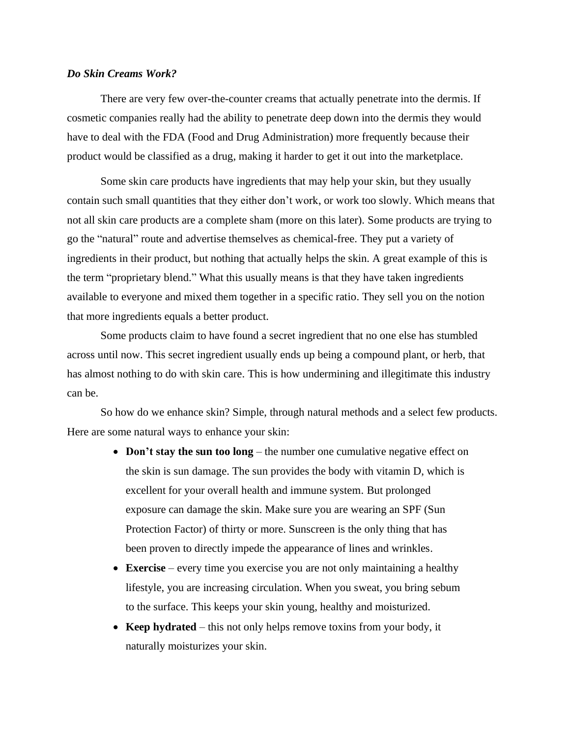***Do Skin Creams Work?***

There are very few over-the-counter creams that actually penetrate into the dermis. If cosmetic companies really had the ability to penetrate deep down into the dermis they would have to deal with the FDA (Food and Drug Administration) more frequently because their product would be classified as a drug, making it harder to get it out into the marketplace.

Some skin care products have ingredients that may help your skin, but they usually contain such small quantities that they either don't work, or work too slowly. Which means that not all skin care products are a complete sham (more on this later). Some products are trying to go the "natural" route and advertise themselves as chemical-free. They put a variety of ingredients in their product, but nothing that actually helps the skin. A great example of this is the term "proprietary blend." What this usually means is that they have taken ingredients available to everyone and mixed them together in a specific ratio. They sell you on the notion that more ingredients equals a better product.

Some products claim to have found a secret ingredient that no one else has stumbled across until now. This secret ingredient usually ends up being a compound plant, or herb, that has almost nothing to do with skin care. This is how undermining and illegitimate this industry can be.

So how do we enhance skin? Simple, through natural methods and a select few products. Here are some natural ways to enhance your skin:

- **Don't stay the sun too long** – the number one cumulative negative effect on the skin is sun damage. The sun provides the body with vitamin D, which is excellent for your overall health and immune system. But prolonged exposure can damage the skin. Make sure you are wearing an SPF (Sun Protection Factor) of thirty or more. Sunscreen is the only thing that has been proven to directly impede the appearance of lines and wrinkles.
- **Exercise** – every time you exercise you are not only maintaining a healthy lifestyle, you are increasing circulation. When you sweat, you bring sebum to the surface. This keeps your skin young, healthy and moisturized.
- **Keep hydrated** – this not only helps remove toxins from your body, it naturally moisturizes your skin.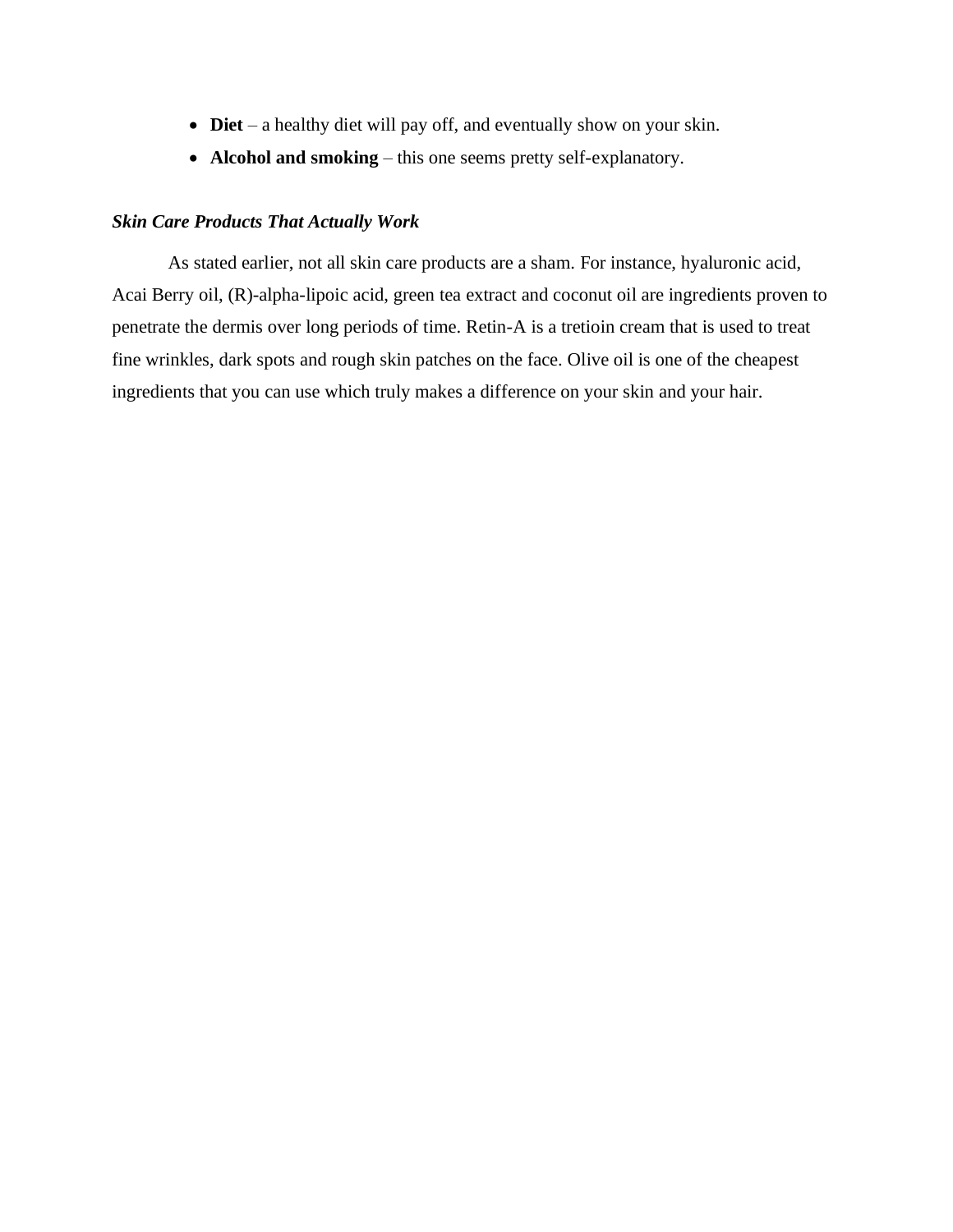- **Diet** – a healthy diet will pay off, and eventually show on your skin.
- **Alcohol and smoking** – this one seems pretty self-explanatory.

***Skin Care Products That Actually Work***

As stated earlier, not all skin care products are a sham. For instance, hyaluronic acid, Acai Berry oil, (R)-alpha-lipoic acid, green tea extract and coconut oil are ingredients proven to penetrate the dermis over long periods of time. Retin-A is a tretioin cream that is used to treat fine wrinkles, dark spots and rough skin patches on the face. Olive oil is one of the cheapest ingredients that you can use which truly makes a difference on your skin and your hair.